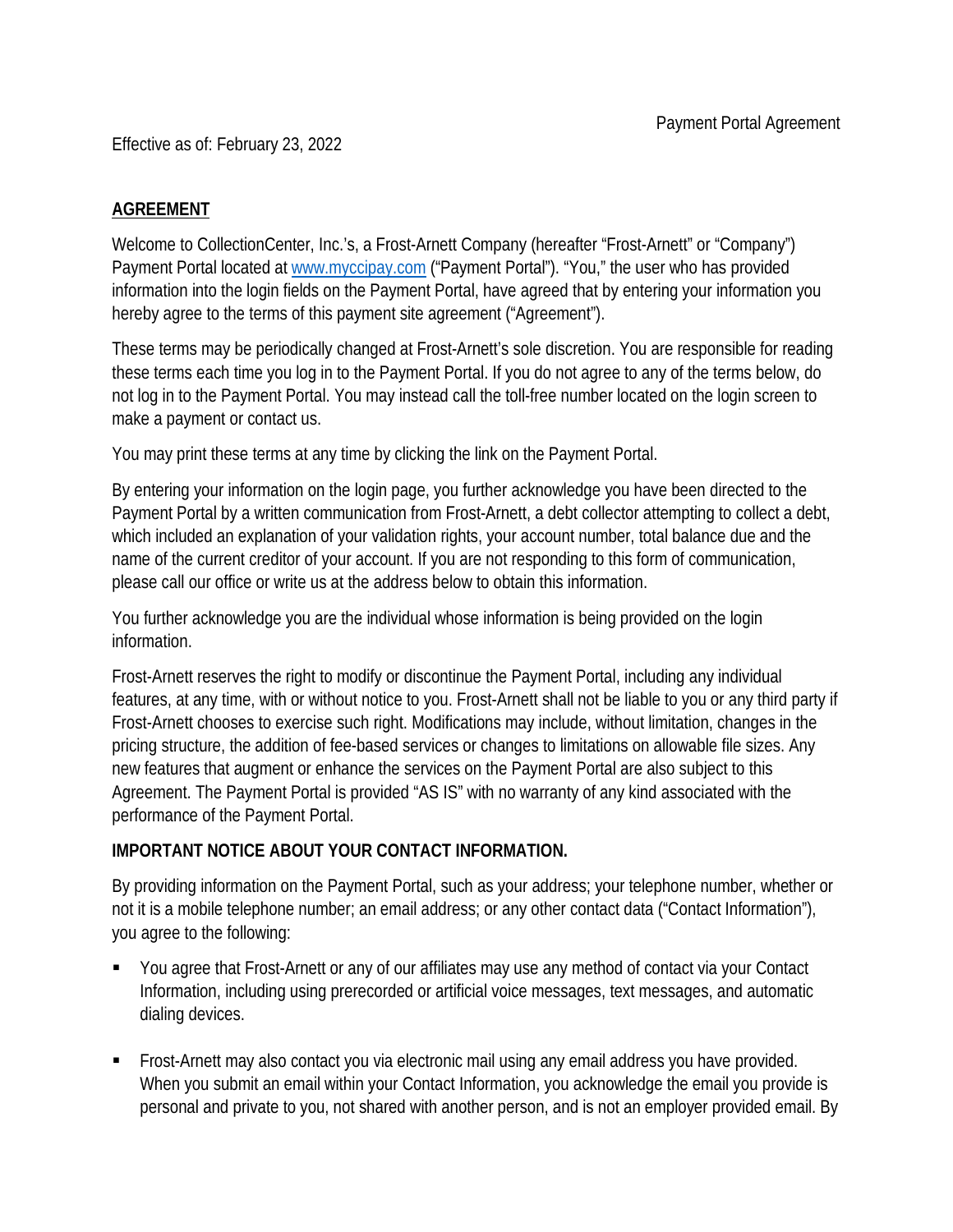Payment Portal Agreement

Effective as of: February 23, 2022

## AGREEMENT

Welcome to CollectionCenter, Inc.'s, a Frost-Arnett Company (hereafter "Frost-Arnett" or "Company") Payment Portal located at [www.myccipay.com](http://www.myccipay.com) ("Payment Portal"). "You," the user who has provided information into the login fields on the Payment Portal, have agreed that by entering your information you hereby agree to the terms of this payment site agreement ("Agreement").

These terms may be periodically changed at Frost-Arnett's sole discretion. You are responsible for reading these terms each time you log in to the Payment Portal. If you do not agree to any of the terms below, do not log in to the Payment Portal. You may instead call the toll-free number located on the login screen to make a payment or contact us.

You may print these terms at any time by clicking the link on the Payment Portal.

By entering your information on the login page, you further acknowledge you have been directed to the Payment Portal by a written communication from Frost-Arnett, a debt collector attempting to collect a debt, which included an explanation of your validation rights, your account number, total balance due and the name of the current creditor of your account. If you are not responding to this form of communication, please call our office or write us at the address below to obtain this information.

You further acknowledge you are the individual whose information is being provided on the login information.

Frost-Arnett reserves the right to modify or discontinue the Payment Portal, including any individual features, at any time, with or without notice to you. Frost-Arnett shall not be liable to you or any third party if Frost-Arnett chooses to exercise such right. Modifications may include, without limitation, changes in the pricing structure, the addition of fee-based services or changes to limitations on allowable file sizes. Any new features that augment or enhance the services on the Payment Portal are also subject to this Agreement. The Payment Portal is provided "AS IS" with no warranty of any kind associated with the performance of the Payment Portal.

**IMPORTANT NOTICE ABOUT YOUR CONTACT INFORMATION.**

By providing information on the Payment Portal, such as your address; your telephone number, whether or not it is a mobile telephone number; an email address; or any other contact data ("Contact Information"), you agree to the following:

- You agree that Frost-Arnett or any of our affiliates may use any method of contact via your Contact Information, including using prerecorded or artificial voice messages, text messages, and automatic dialing devices.
- Frost-Arnett may also contact you via electronic mail using any email address you have provided. When you submit an email within your Contact Information, you acknowledge the email you provide is personal and private to you, not shared with another person, and is not an employer provided email. By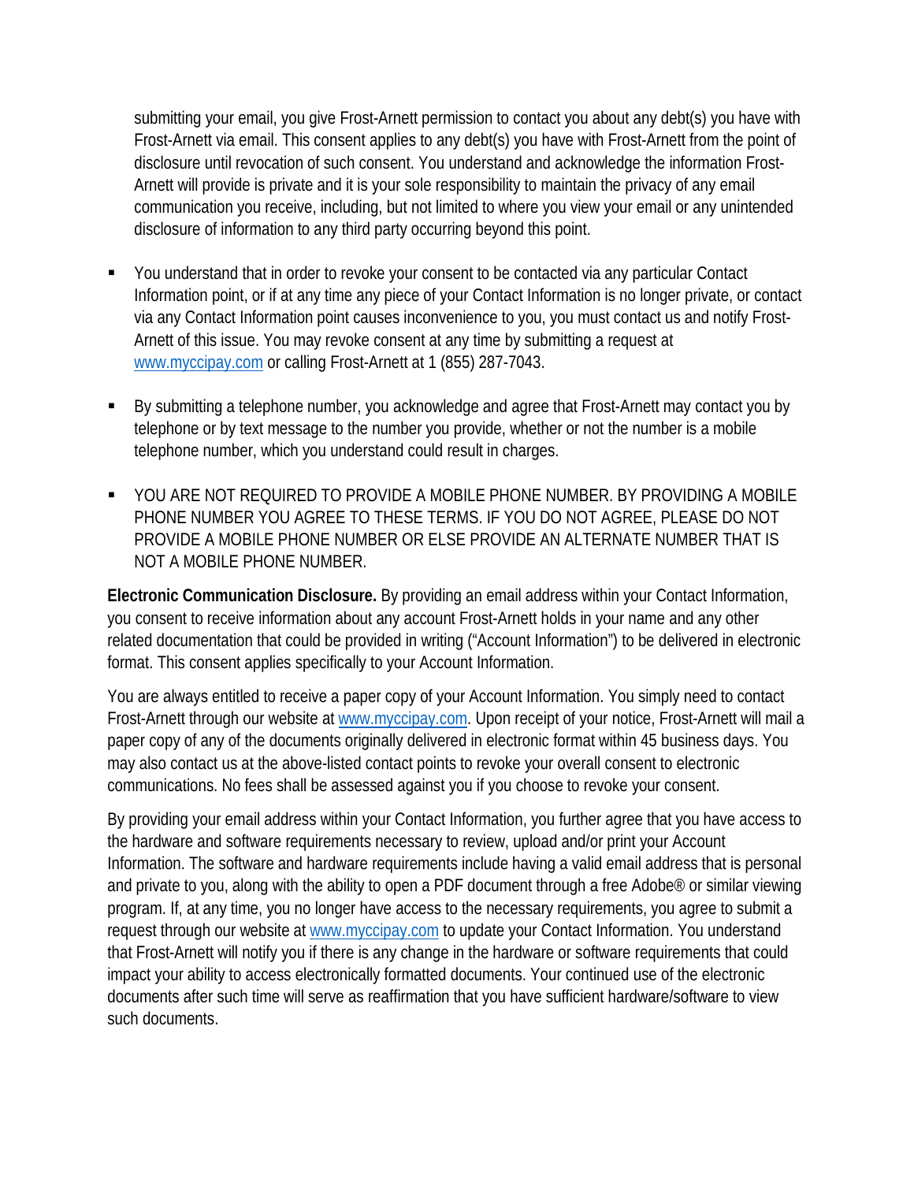submitting your email, you give Frost-Arnett permission to contact you about any debt(s) you have with Frost-Arnett via email. This consent applies to any debt(s) you have with Frost-Arnett from the point of disclosure until revocation of such consent. You understand and acknowledge the information Frost-Arnett will provide is private and it is your sole responsibility to maintain the privacy of any email communication you receive, including, but not limited to where you view your email or any unintended disclosure of information to any third party occurring beyond this point.

- You understand that in order to revoke your consent to be contacted via any particular Contact Information point, or if at any time any piece of your Contact Information is no longer private, or contact via any Contact Information point causes inconvenience to you, you must contact us and notify Frost-Arnett of this issue. You may revoke consent at any time by submitting a request at www.myccipay.com or calling Frost-Arnett at 1 (855) 287-7043.

- By submitting a telephone number, you acknowledge and agree that Frost-Arnett may contact you by telephone or by text message to the number you provide, whether or not the number is a mobile telephone number, which you understand could result in charges.

- YOU ARE NOT REQUIRED TO PROVIDE A MOBILE PHONE NUMBER. BY PROVIDING A MOBILE PHONE NUMBER YOU AGREE TO THESE TERMS. IF YOU DO NOT AGREE, PLEASE DO NOT PROVIDE A MOBILE PHONE NUMBER OR ELSE PROVIDE AN ALTERNATE NUMBER THAT IS NOT A MOBILE PHONE NUMBER.

**Electronic Communication Disclosure.** By providing an email address within your Contact Information, you consent to receive information about any account Frost-Arnett holds in your name and any other related documentation that could be provided in writing ("Account Information") to be delivered in electronic format. This consent applies specifically to your Account Information.

You are always entitled to receive a paper copy of your Account Information. You simply need to contact Frost-Arnett through our website at www.myccipay.com. Upon receipt of your notice, Frost-Arnett will mail a paper copy of any of the documents originally delivered in electronic format within 45 business days. You may also contact us at the above-listed contact points to revoke your overall consent to electronic communications. No fees shall be assessed against you if you choose to revoke your consent.

By providing your email address within your Contact Information, you further agree that you have access to the hardware and software requirements necessary to review, upload and/or print your Account Information. The software and hardware requirements include having a valid email address that is personal and private to you, along with the ability to open a PDF document through a free Adobe® or similar viewing program. If, at any time, you no longer have access to the necessary requirements, you agree to submit a request through our website at www.myccipay.com to update your Contact Information. You understand that Frost-Arnett will notify you if there is any change in the hardware or software requirements that could impact your ability to access electronically formatted documents. Your continued use of the electronic documents after such time will serve as reaffirmation that you have sufficient hardware/software to view such documents.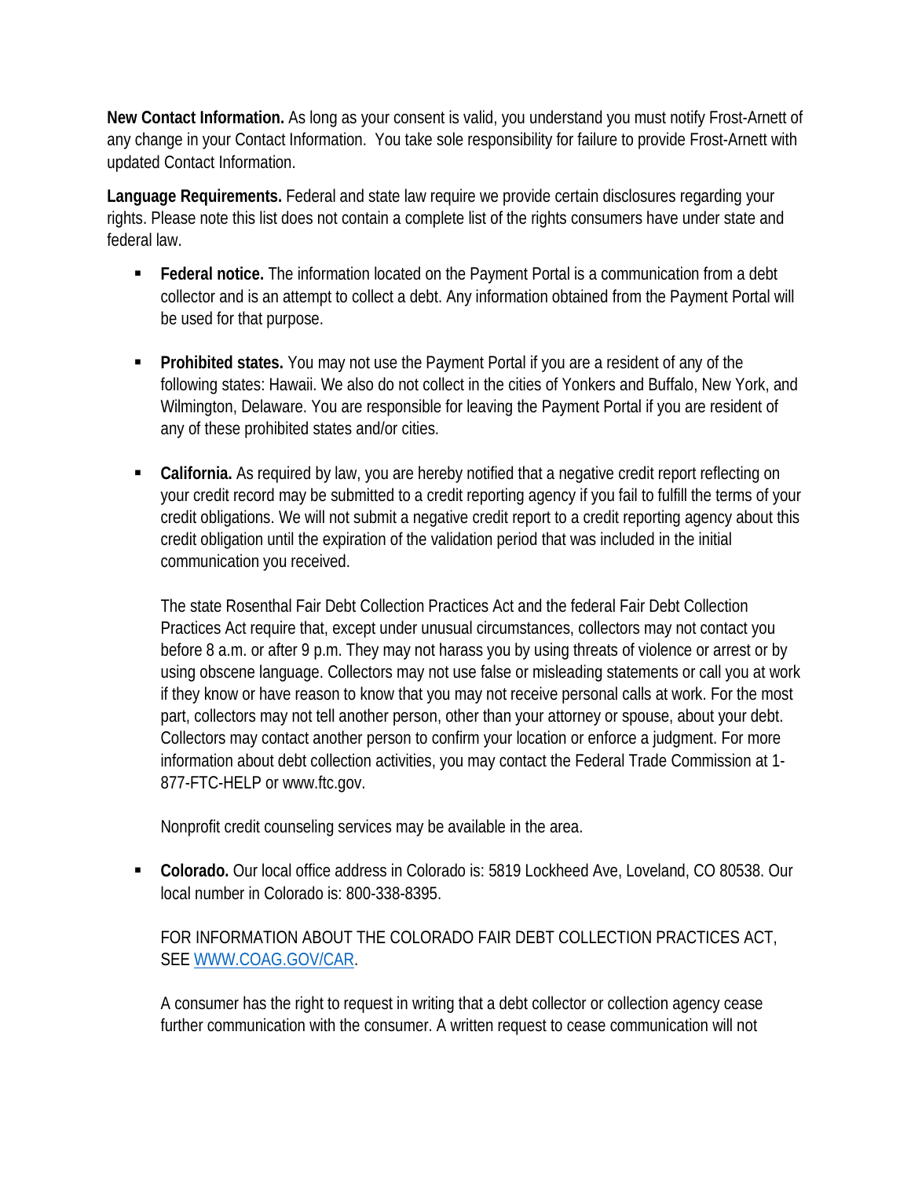**New Contact Information.** As long as your consent is valid, you understand you must notify Frost-Arnett of any change in your Contact Information. You take sole responsibility for failure to provide Frost-Arnett with updated Contact Information.

**Language Requirements.** Federal and state law require we provide certain disclosures regarding your rights. Please note this list does not contain a complete list of the rights consumers have under state and federal law.

- **Federal notice.** The information located on the Payment Portal is a communication from a debt collector and is an attempt to collect a debt. Any information obtained from the Payment Portal will be used for that purpose.

- **Prohibited states.** You may not use the Payment Portal if you are a resident of any of the following states: Hawaii. We also do not collect in the cities of Yonkers and Buffalo, New York, and Wilmington, Delaware. You are responsible for leaving the Payment Portal if you are resident of any of these prohibited states and/or cities.

- **California.** As required by law, you are hereby notified that a negative credit report reflecting on your credit record may be submitted to a credit reporting agency if you fail to fulfill the terms of your credit obligations. We will not submit a negative credit report to a credit reporting agency about this credit obligation until the expiration of the validation period that was included in the initial communication you received.

  The state Rosenthal Fair Debt Collection Practices Act and the federal Fair Debt Collection Practices Act require that, except under unusual circumstances, collectors may not contact you before 8 a.m. or after 9 p.m. They may not harass you by using threats of violence or arrest or by using obscene language. Collectors may not use false or misleading statements or call you at work if they know or have reason to know that you may not receive personal calls at work. For the most part, collectors may not tell another person, other than your attorney or spouse, about your debt. Collectors may contact another person to confirm your location or enforce a judgment. For more information about debt collection activities, you may contact the Federal Trade Commission at 1-877-FTC-HELP or www.ftc.gov.

  Nonprofit credit counseling services may be available in the area.

- **Colorado.** Our local office address in Colorado is: 5819 Lockheed Ave, Loveland, CO 80538. Our local number in Colorado is: 800-338-8395.

  FOR INFORMATION ABOUT THE COLORADO FAIR DEBT COLLECTION PRACTICES ACT, SEE [WWW.COAG.GOV/CAR](http://WWW.COAG.GOV/CAR).

  A consumer has the right to request in writing that a debt collector or collection agency cease further communication with the consumer. A written request to cease communication will not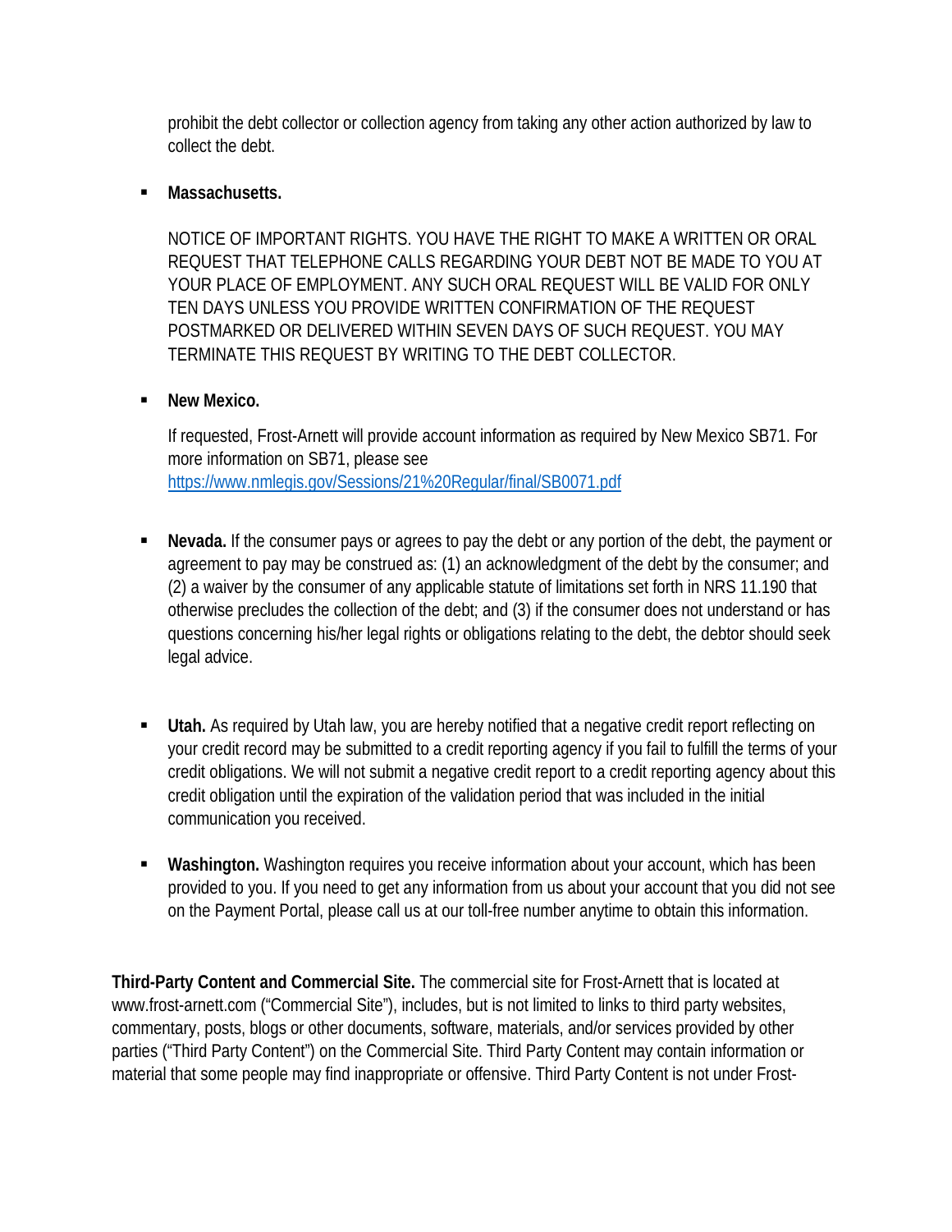prohibit the debt collector or collection agency from taking any other action authorized by law to collect the debt.

- **Massachusetts.**

  NOTICE OF IMPORTANT RIGHTS. YOU HAVE THE RIGHT TO MAKE A WRITTEN OR ORAL REQUEST THAT TELEPHONE CALLS REGARDING YOUR DEBT NOT BE MADE TO YOU AT YOUR PLACE OF EMPLOYMENT. ANY SUCH ORAL REQUEST WILL BE VALID FOR ONLY TEN DAYS UNLESS YOU PROVIDE WRITTEN CONFIRMATION OF THE REQUEST POSTMARKED OR DELIVERED WITHIN SEVEN DAYS OF SUCH REQUEST. YOU MAY TERMINATE THIS REQUEST BY WRITING TO THE DEBT COLLECTOR.

- **New Mexico.**

  If requested, Frost-Arnett will provide account information as required by New Mexico SB71. For more information on SB71, please see [https://www.nmlegis.gov/Sessions/21%20Regular/final/SB0071.pdf](https://www.nmlegis.gov/Sessions/21%20Regular/final/SB0071.pdf)

- **Nevada.** If the consumer pays or agrees to pay the debt or any portion of the debt, the payment or agreement to pay may be construed as: (1) an acknowledgment of the debt by the consumer; and (2) a waiver by the consumer of any applicable statute of limitations set forth in NRS 11.190 that otherwise precludes the collection of the debt; and (3) if the consumer does not understand or has questions concerning his/her legal rights or obligations relating to the debt, the debtor should seek legal advice.

- **Utah.** As required by Utah law, you are hereby notified that a negative credit report reflecting on your credit record may be submitted to a credit reporting agency if you fail to fulfill the terms of your credit obligations. We will not submit a negative credit report to a credit reporting agency about this credit obligation until the expiration of the validation period that was included in the initial communication you received.

- **Washington.** Washington requires you receive information about your account, which has been provided to you. If you need to get any information from us about your account that you did not see on the Payment Portal, please call us at our toll-free number anytime to obtain this information.

**Third-Party Content and Commercial Site.** The commercial site for Frost-Arnett that is located at www.frost-arnett.com ("Commercial Site"), includes, but is not limited to links to third party websites, commentary, posts, blogs or other documents, software, materials, and/or services provided by other parties ("Third Party Content") on the Commercial Site. Third Party Content may contain information or material that some people may find inappropriate or offensive. Third Party Content is not under Frost-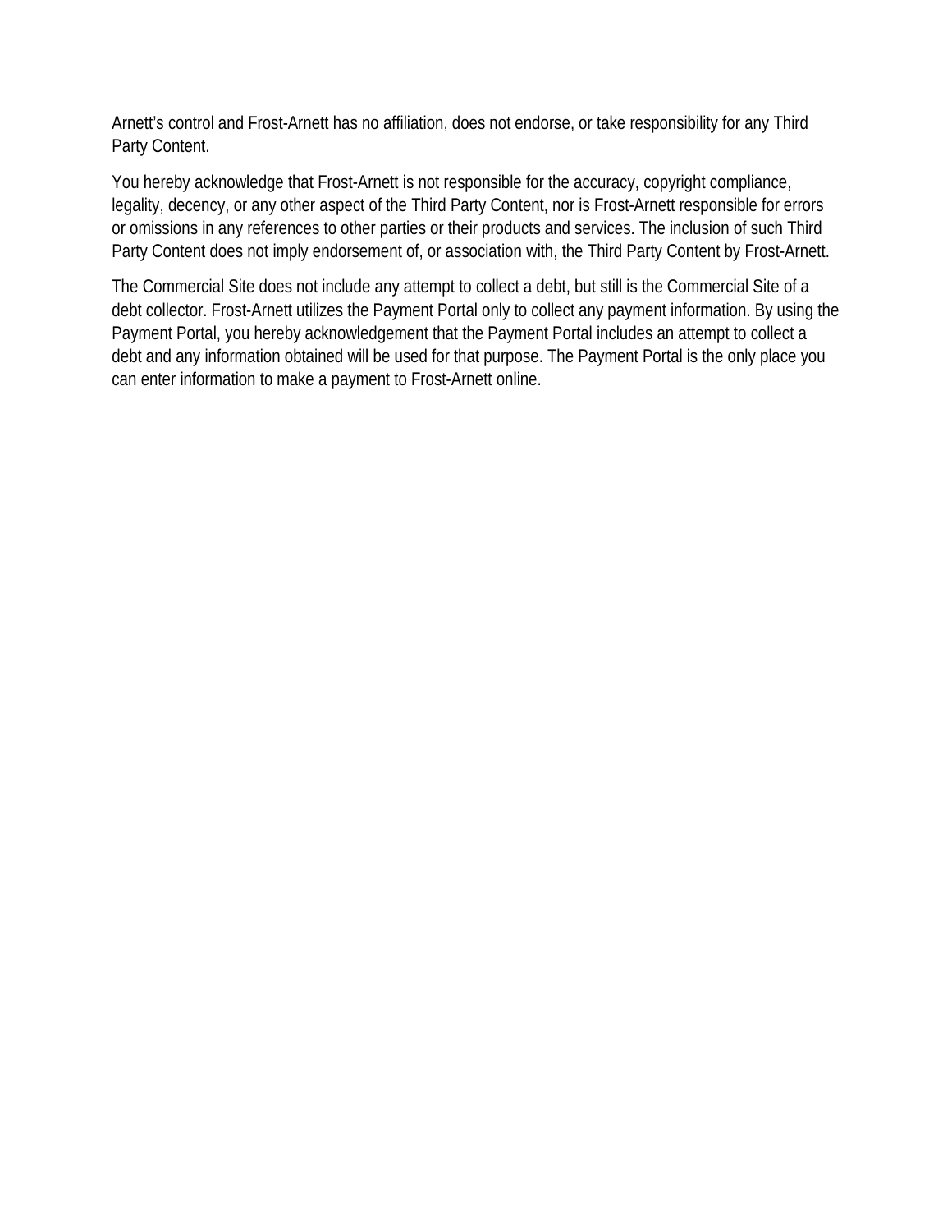Arnett's control and Frost-Arnett has no affiliation, does not endorse, or take responsibility for any Third Party Content.

You hereby acknowledge that Frost-Arnett is not responsible for the accuracy, copyright compliance, legality, decency, or any other aspect of the Third Party Content, nor is Frost-Arnett responsible for errors or omissions in any references to other parties or their products and services. The inclusion of such Third Party Content does not imply endorsement of, or association with, the Third Party Content by Frost-Arnett.

The Commercial Site does not include any attempt to collect a debt, but still is the Commercial Site of a debt collector. Frost-Arnett utilizes the Payment Portal only to collect any payment information. By using the Payment Portal, you hereby acknowledgement that the Payment Portal includes an attempt to collect a debt and any information obtained will be used for that purpose. The Payment Portal is the only place you can enter information to make a payment to Frost-Arnett online.